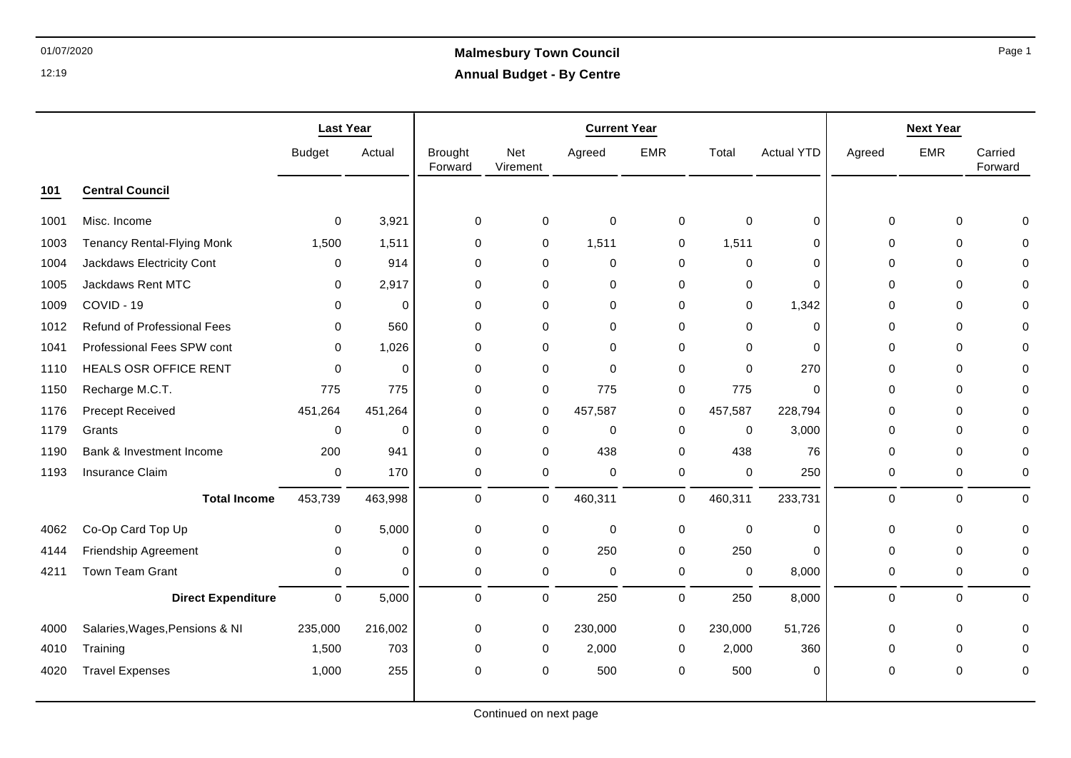# Malmesbury Town Council

## Annual Budget - By Centre

| | | Last Year | | Current Year | | | | | | Next Year | | |
|---|---|---|---|---|---|---|---|---|---|---|---|---|
| | | Budget | Actual | Brought Forward | Net Virement | Agreed | EMR | Total | Actual YTD | Agreed | EMR | Carried Forward |
| **101** | **Central Council** | | | | | | | | | | | |
| 1001 | Misc. Income | 0 | 3,921 | 0 | 0 | 0 | 0 | 0 | 0 | 0 | 0 | 0 |
| 1003 | Tenancy Rental-Flying Monk | 1,500 | 1,511 | 0 | 0 | 1,511 | 0 | 1,511 | 0 | 0 | 0 | 0 |
| 1004 | Jackdaws Electricity Cont | 0 | 914 | 0 | 0 | 0 | 0 | 0 | 0 | 0 | 0 | 0 |
| 1005 | Jackdaws Rent MTC | 0 | 2,917 | 0 | 0 | 0 | 0 | 0 | 0 | 0 | 0 | 0 |
| 1009 | COVID - 19 | 0 | 0 | 0 | 0 | 0 | 0 | 0 | 1,342 | 0 | 0 | 0 |
| 1012 | Refund of Professional Fees | 0 | 560 | 0 | 0 | 0 | 0 | 0 | 0 | 0 | 0 | 0 |
| 1041 | Professional Fees SPW cont | 0 | 1,026 | 0 | 0 | 0 | 0 | 0 | 0 | 0 | 0 | 0 |
| 1110 | HEALS OSR OFFICE RENT | 0 | 0 | 0 | 0 | 0 | 0 | 0 | 270 | 0 | 0 | 0 |
| 1150 | Recharge M.C.T. | 775 | 775 | 0 | 0 | 775 | 0 | 775 | 0 | 0 | 0 | 0 |
| 1176 | Precept Received | 451,264 | 451,264 | 0 | 0 | 457,587 | 0 | 457,587 | 228,794 | 0 | 0 | 0 |
| 1179 | Grants | 0 | 0 | 0 | 0 | 0 | 0 | 0 | 3,000 | 0 | 0 | 0 |
| 1190 | Bank & Investment Income | 200 | 941 | 0 | 0 | 438 | 0 | 438 | 76 | 0 | 0 | 0 |
| 1193 | Insurance Claim | 0 | 170 | 0 | 0 | 0 | 0 | 0 | 250 | 0 | 0 | 0 |
| | **Total Income** | 453,739 | 463,998 | 0 | 0 | 460,311 | 0 | 460,311 | 233,731 | 0 | 0 | 0 |
| 4062 | Co-Op Card Top Up | 0 | 5,000 | 0 | 0 | 0 | 0 | 0 | 0 | 0 | 0 | 0 |
| 4144 | Friendship Agreement | 0 | 0 | 0 | 0 | 250 | 0 | 250 | 0 | 0 | 0 | 0 |
| 4211 | Town Team Grant | 0 | 0 | 0 | 0 | 0 | 0 | 0 | 8,000 | 0 | 0 | 0 |
| | **Direct Expenditure** | 0 | 5,000 | 0 | 0 | 250 | 0 | 250 | 8,000 | 0 | 0 | 0 |
| 4000 | Salaries,Wages,Pensions & NI | 235,000 | 216,002 | 0 | 0 | 230,000 | 0 | 230,000 | 51,726 | 0 | 0 | 0 |
| 4010 | Training | 1,500 | 703 | 0 | 0 | 2,000 | 0 | 2,000 | 360 | 0 | 0 | 0 |
| 4020 | Travel Expenses | 1,000 | 255 | 0 | 0 | 500 | 0 | 500 | 0 | 0 | 0 | 0 |

Continued on next page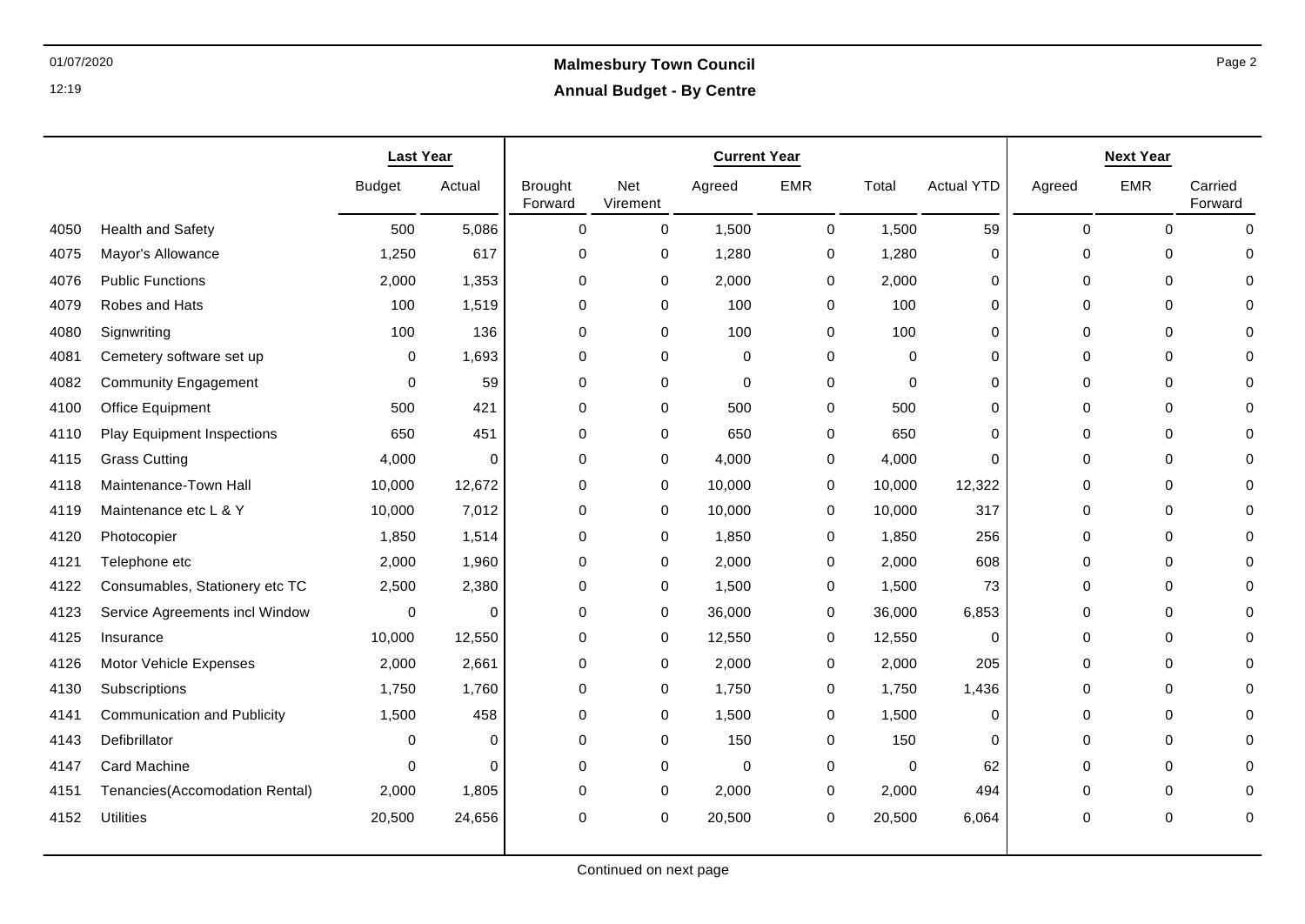## Malmesbury Town Council

### Annual Budget - By Centre

| | | Last Year | | Current Year | | | | | | Next Year | | |
|---|---|---|---|---|---|---|---|---|---|---|---|---|
| | | Budget | Actual | Brought Forward | Net Virement | Agreed | EMR | Total | Actual YTD | Agreed | EMR | Carried Forward |
| 4050 | Health and Safety | 500 | 5,086 | 0 | 0 | 1,500 | 0 | 1,500 | 59 | 0 | 0 | 0 |
| 4075 | Mayor's Allowance | 1,250 | 617 | 0 | 0 | 1,280 | 0 | 1,280 | 0 | 0 | 0 | 0 |
| 4076 | Public Functions | 2,000 | 1,353 | 0 | 0 | 2,000 | 0 | 2,000 | 0 | 0 | 0 | 0 |
| 4079 | Robes and Hats | 100 | 1,519 | 0 | 0 | 100 | 0 | 100 | 0 | 0 | 0 | 0 |
| 4080 | Signwriting | 100 | 136 | 0 | 0 | 100 | 0 | 100 | 0 | 0 | 0 | 0 |
| 4081 | Cemetery software set up | 0 | 1,693 | 0 | 0 | 0 | 0 | 0 | 0 | 0 | 0 | 0 |
| 4082 | Community Engagement | 0 | 59 | 0 | 0 | 0 | 0 | 0 | 0 | 0 | 0 | 0 |
| 4100 | Office Equipment | 500 | 421 | 0 | 0 | 500 | 0 | 500 | 0 | 0 | 0 | 0 |
| 4110 | Play Equipment Inspections | 650 | 451 | 0 | 0 | 650 | 0 | 650 | 0 | 0 | 0 | 0 |
| 4115 | Grass Cutting | 4,000 | 0 | 0 | 0 | 4,000 | 0 | 4,000 | 0 | 0 | 0 | 0 |
| 4118 | Maintenance-Town Hall | 10,000 | 12,672 | 0 | 0 | 10,000 | 0 | 10,000 | 12,322 | 0 | 0 | 0 |
| 4119 | Maintenance etc L & Y | 10,000 | 7,012 | 0 | 0 | 10,000 | 0 | 10,000 | 317 | 0 | 0 | 0 |
| 4120 | Photocopier | 1,850 | 1,514 | 0 | 0 | 1,850 | 0 | 1,850 | 256 | 0 | 0 | 0 |
| 4121 | Telephone etc | 2,000 | 1,960 | 0 | 0 | 2,000 | 0 | 2,000 | 608 | 0 | 0 | 0 |
| 4122 | Consumables, Stationery etc TC | 2,500 | 2,380 | 0 | 0 | 1,500 | 0 | 1,500 | 73 | 0 | 0 | 0 |
| 4123 | Service Agreements incl Window | 0 | 0 | 0 | 0 | 36,000 | 0 | 36,000 | 6,853 | 0 | 0 | 0 |
| 4125 | Insurance | 10,000 | 12,550 | 0 | 0 | 12,550 | 0 | 12,550 | 0 | 0 | 0 | 0 |
| 4126 | Motor Vehicle Expenses | 2,000 | 2,661 | 0 | 0 | 2,000 | 0 | 2,000 | 205 | 0 | 0 | 0 |
| 4130 | Subscriptions | 1,750 | 1,760 | 0 | 0 | 1,750 | 0 | 1,750 | 1,436 | 0 | 0 | 0 |
| 4141 | Communication and Publicity | 1,500 | 458 | 0 | 0 | 1,500 | 0 | 1,500 | 0 | 0 | 0 | 0 |
| 4143 | Defibrillator | 0 | 0 | 0 | 0 | 150 | 0 | 150 | 0 | 0 | 0 | 0 |
| 4147 | Card Machine | 0 | 0 | 0 | 0 | 0 | 0 | 0 | 62 | 0 | 0 | 0 |
| 4151 | Tenancies(Accomodation Rental) | 2,000 | 1,805 | 0 | 0 | 2,000 | 0 | 2,000 | 494 | 0 | 0 | 0 |
| 4152 | Utilities | 20,500 | 24,656 | 0 | 0 | 20,500 | 0 | 20,500 | 6,064 | 0 | 0 | 0 |

Continued on next page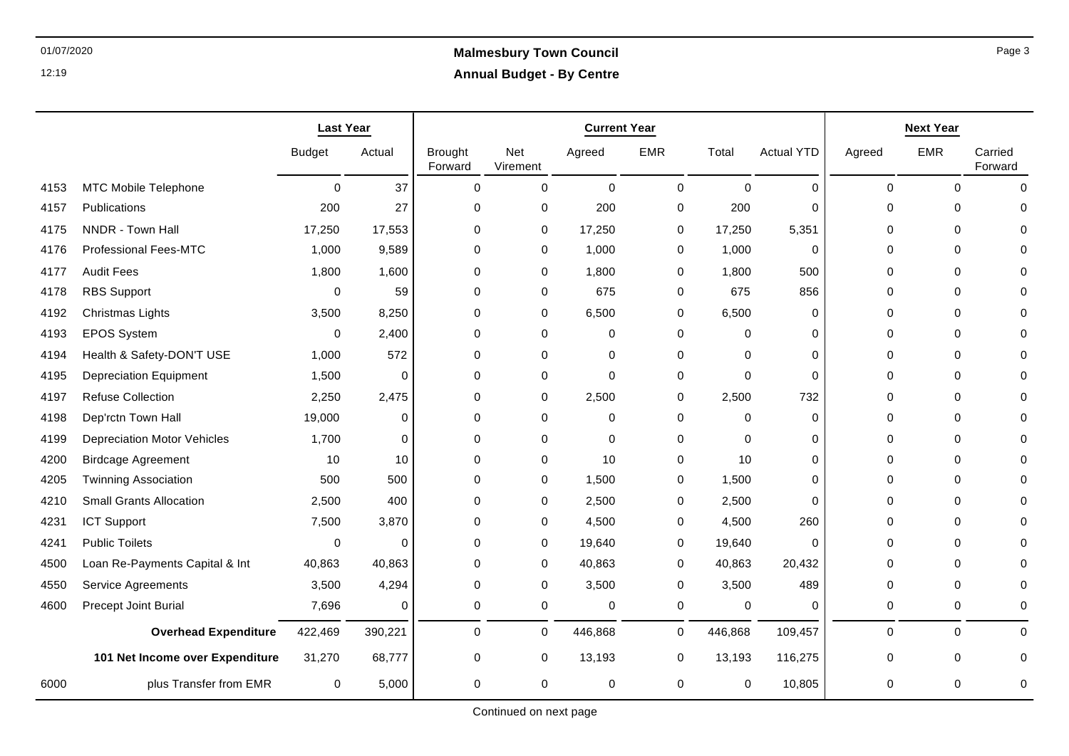# Malmesbury Town Council

## Annual Budget - By Centre

| | | Last Year | | Current Year | | | | | | Next Year | | |
|---|---|---|---|---|---|---|---|---|---|---|---|---|
| | | Budget | Actual | Brought Forward | Net Virement | Agreed | EMR | Total | Actual YTD | Agreed | EMR | Carried Forward |
| 4153 | MTC Mobile Telephone | 0 | 37 | 0 | 0 | 0 | 0 | 0 | 0 | 0 | 0 | 0 |
| 4157 | Publications | 200 | 27 | 0 | 0 | 200 | 0 | 200 | 0 | 0 | 0 | 0 |
| 4175 | NNDR - Town Hall | 17,250 | 17,553 | 0 | 0 | 17,250 | 0 | 17,250 | 5,351 | 0 | 0 | 0 |
| 4176 | Professional Fees-MTC | 1,000 | 9,589 | 0 | 0 | 1,000 | 0 | 1,000 | 0 | 0 | 0 | 0 |
| 4177 | Audit Fees | 1,800 | 1,600 | 0 | 0 | 1,800 | 0 | 1,800 | 500 | 0 | 0 | 0 |
| 4178 | RBS Support | 0 | 59 | 0 | 0 | 675 | 0 | 675 | 856 | 0 | 0 | 0 |
| 4192 | Christmas Lights | 3,500 | 8,250 | 0 | 0 | 6,500 | 0 | 6,500 | 0 | 0 | 0 | 0 |
| 4193 | EPOS System | 0 | 2,400 | 0 | 0 | 0 | 0 | 0 | 0 | 0 | 0 | 0 |
| 4194 | Health & Safety-DON'T USE | 1,000 | 572 | 0 | 0 | 0 | 0 | 0 | 0 | 0 | 0 | 0 |
| 4195 | Depreciation Equipment | 1,500 | 0 | 0 | 0 | 0 | 0 | 0 | 0 | 0 | 0 | 0 |
| 4197 | Refuse Collection | 2,250 | 2,475 | 0 | 0 | 2,500 | 0 | 2,500 | 732 | 0 | 0 | 0 |
| 4198 | Dep'rctn Town Hall | 19,000 | 0 | 0 | 0 | 0 | 0 | 0 | 0 | 0 | 0 | 0 |
| 4199 | Depreciation Motor Vehicles | 1,700 | 0 | 0 | 0 | 0 | 0 | 0 | 0 | 0 | 0 | 0 |
| 4200 | Birdcage Agreement | 10 | 10 | 0 | 0 | 10 | 0 | 10 | 0 | 0 | 0 | 0 |
| 4205 | Twinning Association | 500 | 500 | 0 | 0 | 1,500 | 0 | 1,500 | 0 | 0 | 0 | 0 |
| 4210 | Small Grants Allocation | 2,500 | 400 | 0 | 0 | 2,500 | 0 | 2,500 | 0 | 0 | 0 | 0 |
| 4231 | ICT Support | 7,500 | 3,870 | 0 | 0 | 4,500 | 0 | 4,500 | 260 | 0 | 0 | 0 |
| 4241 | Public Toilets | 0 | 0 | 0 | 0 | 19,640 | 0 | 19,640 | 0 | 0 | 0 | 0 |
| 4500 | Loan Re-Payments Capital & Int | 40,863 | 40,863 | 0 | 0 | 40,863 | 0 | 40,863 | 20,432 | 0 | 0 | 0 |
| 4550 | Service Agreements | 3,500 | 4,294 | 0 | 0 | 3,500 | 0 | 3,500 | 489 | 0 | 0 | 0 |
| 4600 | Precept Joint Burial | 7,696 | 0 | 0 | 0 | 0 | 0 | 0 | 0 | 0 | 0 | 0 |
| | **Overhead Expenditure** | 422,469 | 390,221 | 0 | 0 | 446,868 | 0 | 446,868 | 109,457 | 0 | 0 | 0 |
| | **101 Net Income over Expenditure** | 31,270 | 68,777 | 0 | 0 | 13,193 | 0 | 13,193 | 116,275 | 0 | 0 | 0 |
| 6000 | plus Transfer from EMR | 0 | 5,000 | 0 | 0 | 0 | 0 | 0 | 10,805 | 0 | 0 | 0 |

Continued on next page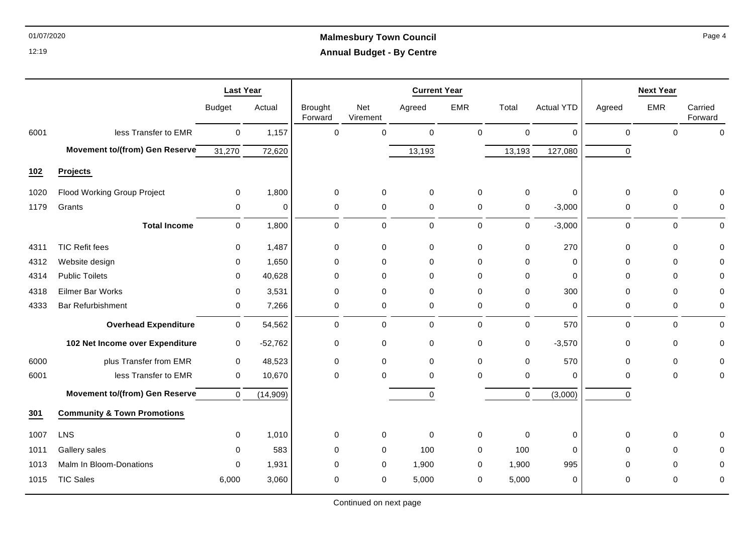## Malmesbury Town Council

### Annual Budget - By Centre

| | | Last Year | | Current Year | | | | | | Next Year | | |
|---|---|---|---|---|---|---|---|---|---|---|---|---|
| | | Budget | Actual | Brought Forward | Net Virement | Agreed | EMR | Total | Actual YTD | Agreed | EMR | Carried Forward |
| 6001 | less Transfer to EMR | 0 | 1,157 | 0 | 0 | 0 | 0 | 0 | 0 | 0 | 0 | 0 |
| | **Movement to/(from) Gen Reserve** | 31,270 | 72,620 | | | 13,193 | | 13,193 | 127,080 | 0 | | |
| **102** | **Projects** | | | | | | | | | | | |
| 1020 | Flood Working Group Project | 0 | 1,800 | 0 | 0 | 0 | 0 | 0 | 0 | 0 | 0 | 0 |
| 1179 | Grants | 0 | 0 | 0 | 0 | 0 | 0 | 0 | -3,000 | 0 | 0 | 0 |
| | **Total Income** | 0 | 1,800 | 0 | 0 | 0 | 0 | 0 | -3,000 | 0 | 0 | 0 |
| 4311 | TIC Refit fees | 0 | 1,487 | 0 | 0 | 0 | 0 | 0 | 270 | 0 | 0 | 0 |
| 4312 | Website design | 0 | 1,650 | 0 | 0 | 0 | 0 | 0 | 0 | 0 | 0 | 0 |
| 4314 | Public Toilets | 0 | 40,628 | 0 | 0 | 0 | 0 | 0 | 0 | 0 | 0 | 0 |
| 4318 | Eilmer Bar Works | 0 | 3,531 | 0 | 0 | 0 | 0 | 0 | 300 | 0 | 0 | 0 |
| 4333 | Bar Refurbishment | 0 | 7,266 | 0 | 0 | 0 | 0 | 0 | 0 | 0 | 0 | 0 |
| | **Overhead Expenditure** | 0 | 54,562 | 0 | 0 | 0 | 0 | 0 | 570 | 0 | 0 | 0 |
| | **102 Net Income over Expenditure** | 0 | -52,762 | 0 | 0 | 0 | 0 | 0 | -3,570 | 0 | 0 | 0 |
| 6000 | plus Transfer from EMR | 0 | 48,523 | 0 | 0 | 0 | 0 | 0 | 570 | 0 | 0 | 0 |
| 6001 | less Transfer to EMR | 0 | 10,670 | 0 | 0 | 0 | 0 | 0 | 0 | 0 | 0 | 0 |
| | **Movement to/(from) Gen Reserve** | 0 | (14,909) | | | 0 | | 0 | (3,000) | 0 | | |
| **301** | **Community & Town Promotions** | | | | | | | | | | | |
| 1007 | LNS | 0 | 1,010 | 0 | 0 | 0 | 0 | 0 | 0 | 0 | 0 | 0 |
| 1011 | Gallery sales | 0 | 583 | 0 | 0 | 100 | 0 | 100 | 0 | 0 | 0 | 0 |
| 1013 | Malm In Bloom-Donations | 0 | 1,931 | 0 | 0 | 1,900 | 0 | 1,900 | 995 | 0 | 0 | 0 |
| 1015 | TIC Sales | 6,000 | 3,060 | 0 | 0 | 5,000 | 0 | 5,000 | 0 | 0 | 0 | 0 |

Continued on next page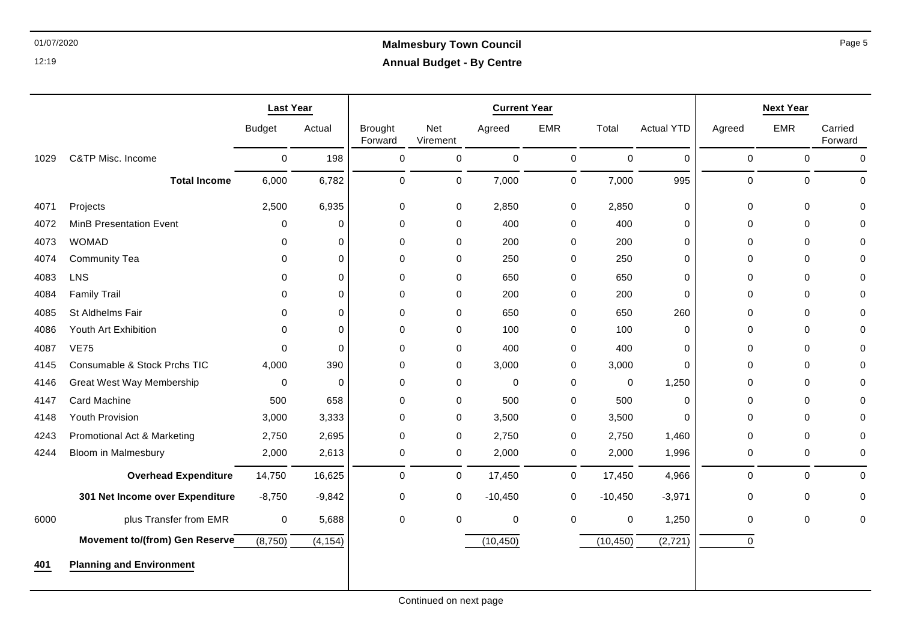## Malmesbury Town Council

### Annual Budget - By Centre

| | | Last Year | | Current Year | | | | | | Next Year | | |
|---|---|---|---|---|---|---|---|---|---|---|---|---|
| | | Budget | Actual | Brought Forward | Net Virement | Agreed | EMR | Total | Actual YTD | Agreed | EMR | Carried Forward |
| 1029 | C&TP Misc. Income | 0 | 198 | 0 | 0 | 0 | 0 | 0 | 0 | 0 | 0 | 0 |
| | **Total Income** | 6,000 | 6,782 | 0 | 0 | 7,000 | 0 | 7,000 | 995 | 0 | 0 | 0 |
| 4071 | Projects | 2,500 | 6,935 | 0 | 0 | 2,850 | 0 | 2,850 | 0 | 0 | 0 | 0 |
| 4072 | MinB Presentation Event | 0 | 0 | 0 | 0 | 400 | 0 | 400 | 0 | 0 | 0 | 0 |
| 4073 | WOMAD | 0 | 0 | 0 | 0 | 200 | 0 | 200 | 0 | 0 | 0 | 0 |
| 4074 | Community Tea | 0 | 0 | 0 | 0 | 250 | 0 | 250 | 0 | 0 | 0 | 0 |
| 4083 | LNS | 0 | 0 | 0 | 0 | 650 | 0 | 650 | 0 | 0 | 0 | 0 |
| 4084 | Family Trail | 0 | 0 | 0 | 0 | 200 | 0 | 200 | 0 | 0 | 0 | 0 |
| 4085 | St Aldhelms Fair | 0 | 0 | 0 | 0 | 650 | 0 | 650 | 260 | 0 | 0 | 0 |
| 4086 | Youth Art Exhibition | 0 | 0 | 0 | 0 | 100 | 0 | 100 | 0 | 0 | 0 | 0 |
| 4087 | VE75 | 0 | 0 | 0 | 0 | 400 | 0 | 400 | 0 | 0 | 0 | 0 |
| 4145 | Consumable & Stock Prchs TIC | 4,000 | 390 | 0 | 0 | 3,000 | 0 | 3,000 | 0 | 0 | 0 | 0 |
| 4146 | Great West Way Membership | 0 | 0 | 0 | 0 | 0 | 0 | 0 | 1,250 | 0 | 0 | 0 |
| 4147 | Card Machine | 500 | 658 | 0 | 0 | 500 | 0 | 500 | 0 | 0 | 0 | 0 |
| 4148 | Youth Provision | 3,000 | 3,333 | 0 | 0 | 3,500 | 0 | 3,500 | 0 | 0 | 0 | 0 |
| 4243 | Promotional Act & Marketing | 2,750 | 2,695 | 0 | 0 | 2,750 | 0 | 2,750 | 1,460 | 0 | 0 | 0 |
| 4244 | Bloom in Malmesbury | 2,000 | 2,613 | 0 | 0 | 2,000 | 0 | 2,000 | 1,996 | 0 | 0 | 0 |
| | **Overhead Expenditure** | 14,750 | 16,625 | 0 | 0 | 17,450 | 0 | 17,450 | 4,966 | 0 | 0 | 0 |
| | **301 Net Income over Expenditure** | -8,750 | -9,842 | 0 | 0 | -10,450 | 0 | -10,450 | -3,971 | 0 | 0 | 0 |
| 6000 | plus Transfer from EMR | 0 | 5,688 | 0 | 0 | 0 | 0 | 0 | 1,250 | 0 | 0 | 0 |
| | **Movement to/(from) Gen Reserve** | (8,750) | (4,154) | | | (10,450) | | (10,450) | (2,721) | 0 | | |

**401 Planning and Environment**

Continued on next page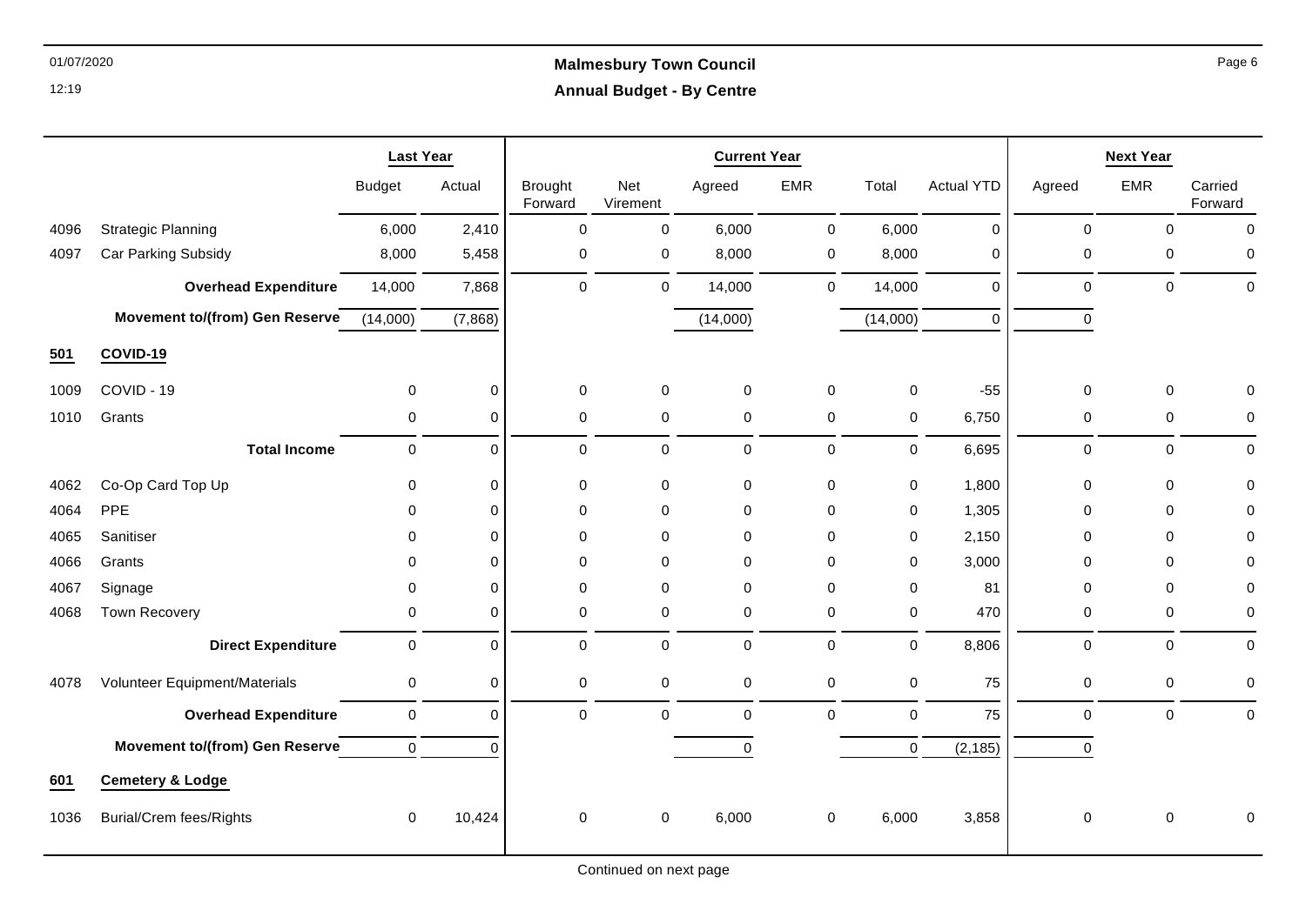# Malmesbury Town Council

## Annual Budget - By Centre

| | | Last Year | | Current Year | | | | | | Next Year | | |
|---|---|---|---|---|---|---|---|---|---|---|---|---|
| | | Budget | Actual | Brought Forward | Net Virement | Agreed | EMR | Total | Actual YTD | Agreed | EMR | Carried Forward |
| 4096 | Strategic Planning | 6,000 | 2,410 | 0 | 0 | 6,000 | 0 | 6,000 | 0 | 0 | 0 | 0 |
| 4097 | Car Parking Subsidy | 8,000 | 5,458 | 0 | 0 | 8,000 | 0 | 8,000 | 0 | 0 | 0 | 0 |
| | **Overhead Expenditure** | 14,000 | 7,868 | 0 | 0 | 14,000 | 0 | 14,000 | 0 | 0 | 0 | 0 |
| | **Movement to/(from) Gen Reserve** | (14,000) | (7,868) | | | (14,000) | | (14,000) | 0 | 0 | | |
| **501** | **COVID-19** | | | | | | | | | | | |
| 1009 | COVID - 19 | 0 | 0 | 0 | 0 | 0 | 0 | 0 | -55 | 0 | 0 | 0 |
| 1010 | Grants | 0 | 0 | 0 | 0 | 0 | 0 | 0 | 6,750 | 0 | 0 | 0 |
| | **Total Income** | 0 | 0 | 0 | 0 | 0 | 0 | 0 | 6,695 | 0 | 0 | 0 |
| 4062 | Co-Op Card Top Up | 0 | 0 | 0 | 0 | 0 | 0 | 0 | 1,800 | 0 | 0 | 0 |
| 4064 | PPE | 0 | 0 | 0 | 0 | 0 | 0 | 0 | 1,305 | 0 | 0 | 0 |
| 4065 | Sanitiser | 0 | 0 | 0 | 0 | 0 | 0 | 0 | 2,150 | 0 | 0 | 0 |
| 4066 | Grants | 0 | 0 | 0 | 0 | 0 | 0 | 0 | 3,000 | 0 | 0 | 0 |
| 4067 | Signage | 0 | 0 | 0 | 0 | 0 | 0 | 0 | 81 | 0 | 0 | 0 |
| 4068 | Town Recovery | 0 | 0 | 0 | 0 | 0 | 0 | 0 | 470 | 0 | 0 | 0 |
| | **Direct Expenditure** | 0 | 0 | 0 | 0 | 0 | 0 | 0 | 8,806 | 0 | 0 | 0 |
| 4078 | Volunteer Equipment/Materials | 0 | 0 | 0 | 0 | 0 | 0 | 0 | 75 | 0 | 0 | 0 |
| | **Overhead Expenditure** | 0 | 0 | 0 | 0 | 0 | 0 | 0 | 75 | 0 | 0 | 0 |
| | **Movement to/(from) Gen Reserve** | 0 | 0 | | | 0 | | 0 | (2,185) | 0 | | |
| **601** | **Cemetery & Lodge** | | | | | | | | | | | |
| 1036 | Burial/Crem fees/Rights | 0 | 10,424 | 0 | 0 | 6,000 | 0 | 6,000 | 3,858 | 0 | 0 | 0 |

Continued on next page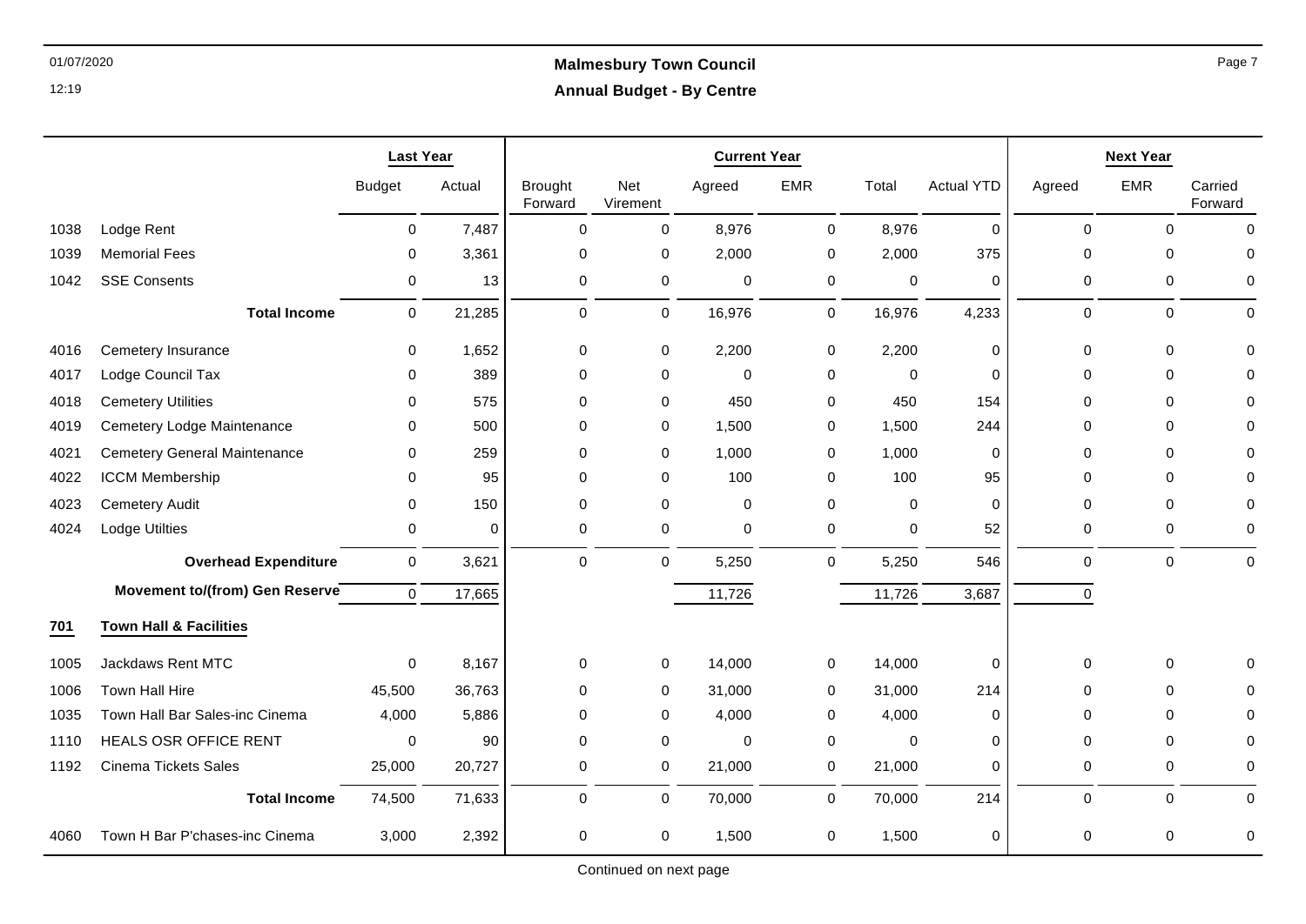# Malmesbury Town Council

## Annual Budget - By Centre

| | | Last Year | | Current Year | | | | | | Next Year | | |
|---|---|---|---|---|---|---|---|---|---|---|---|---|
| | | Budget | Actual | Brought Forward | Net Virement | Agreed | EMR | Total | Actual YTD | Agreed | EMR | Carried Forward |
| 1038 | Lodge Rent | 0 | 7,487 | 0 | 0 | 8,976 | 0 | 8,976 | 0 | 0 | 0 | 0 |
| 1039 | Memorial Fees | 0 | 3,361 | 0 | 0 | 2,000 | 0 | 2,000 | 375 | 0 | 0 | 0 |
| 1042 | SSE Consents | 0 | 13 | 0 | 0 | 0 | 0 | 0 | 0 | 0 | 0 | 0 |
| | **Total Income** | 0 | 21,285 | 0 | 0 | 16,976 | 0 | 16,976 | 4,233 | 0 | 0 | 0 |
| 4016 | Cemetery Insurance | 0 | 1,652 | 0 | 0 | 2,200 | 0 | 2,200 | 0 | 0 | 0 | 0 |
| 4017 | Lodge Council Tax | 0 | 389 | 0 | 0 | 0 | 0 | 0 | 0 | 0 | 0 | 0 |
| 4018 | Cemetery Utilities | 0 | 575 | 0 | 0 | 450 | 0 | 450 | 154 | 0 | 0 | 0 |
| 4019 | Cemetery Lodge Maintenance | 0 | 500 | 0 | 0 | 1,500 | 0 | 1,500 | 244 | 0 | 0 | 0 |
| 4021 | Cemetery General Maintenance | 0 | 259 | 0 | 0 | 1,000 | 0 | 1,000 | 0 | 0 | 0 | 0 |
| 4022 | ICCM Membership | 0 | 95 | 0 | 0 | 100 | 0 | 100 | 95 | 0 | 0 | 0 |
| 4023 | Cemetery Audit | 0 | 150 | 0 | 0 | 0 | 0 | 0 | 0 | 0 | 0 | 0 |
| 4024 | Lodge Utilties | 0 | 0 | 0 | 0 | 0 | 0 | 0 | 52 | 0 | 0 | 0 |
| | **Overhead Expenditure** | 0 | 3,621 | 0 | 0 | 5,250 | 0 | 5,250 | 546 | 0 | 0 | 0 |
| | **Movement to/(from) Gen Reserve** | 0 | 17,665 | | | 11,726 | | 11,726 | 3,687 | 0 | | |
| **701** | **Town Hall & Facilities** | | | | | | | | | | | |
| 1005 | Jackdaws Rent MTC | 0 | 8,167 | 0 | 0 | 14,000 | 0 | 14,000 | 0 | 0 | 0 | 0 |
| 1006 | Town Hall Hire | 45,500 | 36,763 | 0 | 0 | 31,000 | 0 | 31,000 | 214 | 0 | 0 | 0 |
| 1035 | Town Hall Bar Sales-inc Cinema | 4,000 | 5,886 | 0 | 0 | 4,000 | 0 | 4,000 | 0 | 0 | 0 | 0 |
| 1110 | HEALS OSR OFFICE RENT | 0 | 90 | 0 | 0 | 0 | 0 | 0 | 0 | 0 | 0 | 0 |
| 1192 | Cinema Tickets Sales | 25,000 | 20,727 | 0 | 0 | 21,000 | 0 | 21,000 | 0 | 0 | 0 | 0 |
| | **Total Income** | 74,500 | 71,633 | 0 | 0 | 70,000 | 0 | 70,000 | 214 | 0 | 0 | 0 |
| 4060 | Town H Bar P'chases-inc Cinema | 3,000 | 2,392 | 0 | 0 | 1,500 | 0 | 1,500 | 0 | 0 | 0 | 0 |

Continued on next page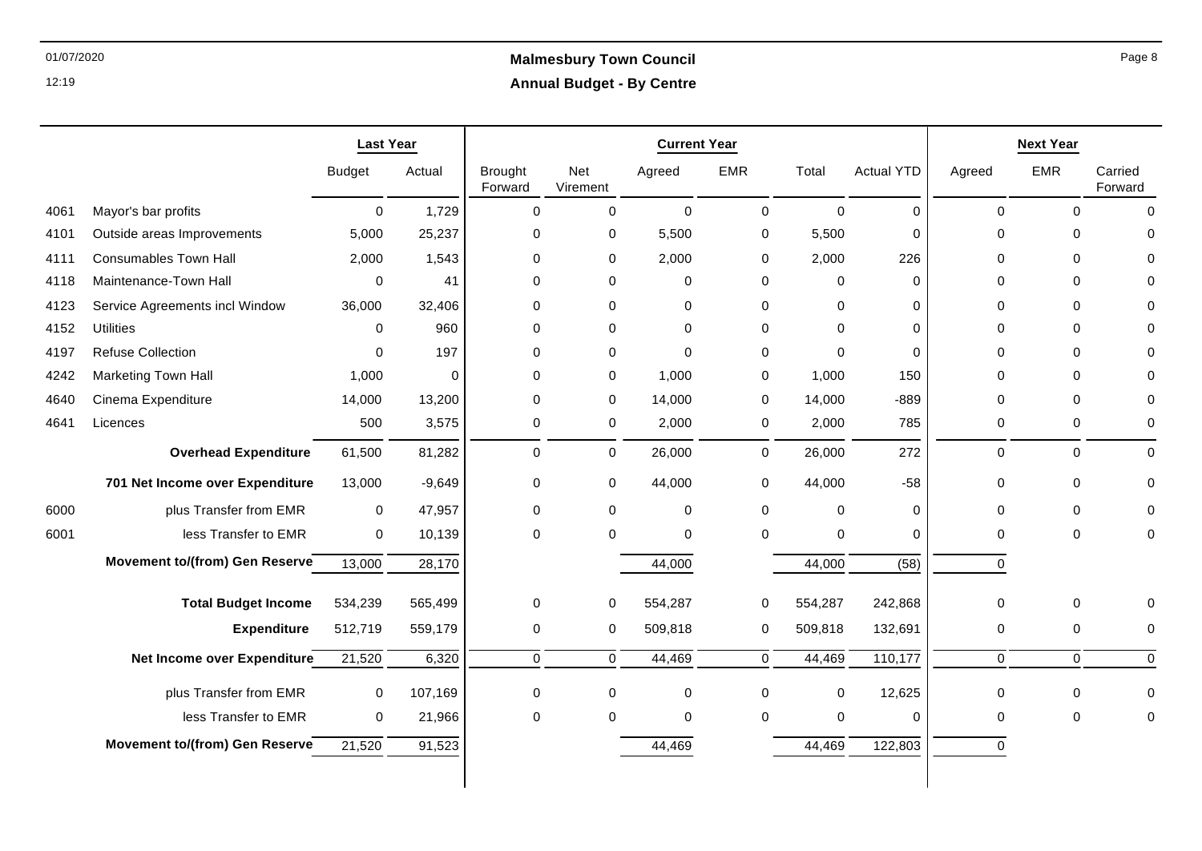# Malmesbury Town Council

## Annual Budget - By Centre

| | | Last Year | | Current Year | | | | | | Next Year | | |
|---|---|---|---|---|---|---|---|---|---|---|---|---|
| | | Budget | Actual | Brought Forward | Net Virement | Agreed | EMR | Total | Actual YTD | Agreed | EMR | Carried Forward |
| 4061 | Mayor's bar profits | 0 | 1,729 | 0 | 0 | 0 | 0 | 0 | 0 | 0 | 0 | 0 |
| 4101 | Outside areas Improvements | 5,000 | 25,237 | 0 | 0 | 5,500 | 0 | 5,500 | 0 | 0 | 0 | 0 |
| 4111 | Consumables Town Hall | 2,000 | 1,543 | 0 | 0 | 2,000 | 0 | 2,000 | 226 | 0 | 0 | 0 |
| 4118 | Maintenance-Town Hall | 0 | 41 | 0 | 0 | 0 | 0 | 0 | 0 | 0 | 0 | 0 |
| 4123 | Service Agreements incl Window | 36,000 | 32,406 | 0 | 0 | 0 | 0 | 0 | 0 | 0 | 0 | 0 |
| 4152 | Utilities | 0 | 960 | 0 | 0 | 0 | 0 | 0 | 0 | 0 | 0 | 0 |
| 4197 | Refuse Collection | 0 | 197 | 0 | 0 | 0 | 0 | 0 | 0 | 0 | 0 | 0 |
| 4242 | Marketing Town Hall | 1,000 | 0 | 0 | 0 | 1,000 | 0 | 1,000 | 150 | 0 | 0 | 0 |
| 4640 | Cinema Expenditure | 14,000 | 13,200 | 0 | 0 | 14,000 | 0 | 14,000 | -889 | 0 | 0 | 0 |
| 4641 | Licences | 500 | 3,575 | 0 | 0 | 2,000 | 0 | 2,000 | 785 | 0 | 0 | 0 |
| | **Overhead Expenditure** | 61,500 | 81,282 | 0 | 0 | 26,000 | 0 | 26,000 | 272 | 0 | 0 | 0 |
| | **701 Net Income over Expenditure** | 13,000 | -9,649 | 0 | 0 | 44,000 | 0 | 44,000 | -58 | 0 | 0 | 0 |
| 6000 | plus Transfer from EMR | 0 | 47,957 | 0 | 0 | 0 | 0 | 0 | 0 | 0 | 0 | 0 |
| 6001 | less Transfer to EMR | 0 | 10,139 | 0 | 0 | 0 | 0 | 0 | 0 | 0 | 0 | 0 |
| | **Movement to/(from) Gen Reserve** | 13,000 | 28,170 | | | 44,000 | | 44,000 | (58) | 0 | | |
| | **Total Budget Income** | 534,239 | 565,499 | 0 | 0 | 554,287 | 0 | 554,287 | 242,868 | 0 | 0 | 0 |
| | **Expenditure** | 512,719 | 559,179 | 0 | 0 | 509,818 | 0 | 509,818 | 132,691 | 0 | 0 | 0 |
| | **Net Income over Expenditure** | 21,520 | 6,320 | 0 | 0 | 44,469 | 0 | 44,469 | 110,177 | 0 | 0 | 0 |
| | plus Transfer from EMR | 0 | 107,169 | 0 | 0 | 0 | 0 | 0 | 12,625 | 0 | 0 | 0 |
| | less Transfer to EMR | 0 | 21,966 | 0 | 0 | 0 | 0 | 0 | 0 | 0 | 0 | 0 |
| | **Movement to/(from) Gen Reserve** | 21,520 | 91,523 | | | 44,469 | | 44,469 | 122,803 | 0 | | |